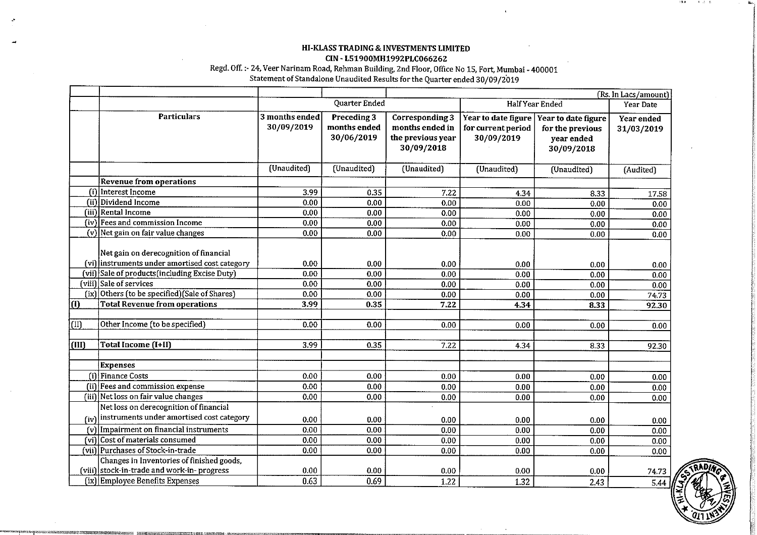**HI-KLASS TRADING & INVESTMENTS LIMITED**

**CIN - L51900MH1992PLC066262**

Regd. Off. :- 24, Veer Narinam Road, Rehman Building, 2nd Floor, Office No 15, Fort, Mumbai - 400001

Statement of Standalone Unaudited Results for the Quarter ended 30/09/2019

| | | | | | | | (Rs. In Lacs/amount) |
|---|---|---|---|---|---|---|---|
| | | Quarter Ended | | | Half Year Ended | | Year Date |
| | **Particulars** | **3 months ended 30/09/2019** | **Preceding 3 months ended 30/06/2019** | **Corresponding 3 months ended in the previous year 30/09/2018** | **Year to date figure for current period 30/09/2019** | **Year to date figure for the previous year ended 30/09/2018** | **Year ended 31/03/2019** |
| | | (Unaudited) | (Unaudited) | (Unaudited) | (Unaudited) | (Unaudited) | (Audited) |
| | **Revenue from operations** | | | | | | |
| (i) | Interest Income | 3.99 | 0.35 | 7.22 | 4.34 | 8.33 | 17.58 |
| (ii) | Dividend Income | 0.00 | 0.00 | 0.00 | 0.00 | 0.00 | 0.00 |
| (iii) | Rental Income | 0.00 | 0.00 | 0.00 | 0.00 | 0.00 | 0.00 |
| (iv) | Fees and commission Income | 0.00 | 0.00 | 0.00 | 0.00 | 0.00 | 0.00 |
| (v) | Net gain on fair value changes | 0.00 | 0.00 | 0.00 | 0.00 | 0.00 | 0.00 |
| (vi) | Net gain on derecognition of financial instruments under amortised cost category | 0.00 | 0.00 | 0.00 | 0.00 | 0.00 | 0.00 |
| (vii) | Sale of products(including Excise Duty) | 0.00 | 0.00 | 0.00 | 0.00 | 0.00 | 0.00 |
| (viii) | Sale of services | 0.00 | 0.00 | 0.00 | 0.00 | 0.00 | 0.00 |
| (ix) | Others (to be specified)(Sale of Shares) | 0.00 | 0.00 | 0.00 | 0.00 | 0.00 | 74.73 |
| (I) | **Total Revenue from operations** | **3.99** | **0.35** | **7.22** | **4.34** | **8.33** | **92.30** |
| | | | | | | | |
| (II) | Other Income (to be specified) | 0.00 | 0.00 | 0.00 | 0.00 | 0.00 | 0.00 |
| | | | | | | | |
| (III) | **Total Income (I+II)** | 3.99 | 0.35 | 7.22 | 4.34 | 8.33 | 92.30 |
| | | | | | | | |
| | **Expenses** | | | | | | |
| (i) | Finance Costs | 0.00 | 0.00 | 0.00 | 0.00 | 0.00 | 0.00 |
| (ii) | Fees and commission expense | 0.00 | 0.00 | 0.00 | 0.00 | 0.00 | 0.00 |
| (iii) | Net loss on fair value changes | 0.00 | 0.00 | 0.00 | 0.00 | 0.00 | 0.00 |
| (iv) | Net loss on derecognition of financial instruments under amortised cost category | 0.00 | 0.00 | 0.00 | 0.00 | 0.00 | 0.00 |
| (v) | Impairment on financial instruments | 0.00 | 0.00 | 0.00 | 0.00 | 0.00 | 0.00 |
| (vi) | Cost of materials consumed | 0.00 | 0.00 | 0.00 | 0.00 | 0.00 | 0.00 |
| (vii) | Purchases of Stock-in-trade | 0.00 | 0.00 | 0.00 | 0.00 | 0.00 | 0.00 |
| (viii) | Changes in Inventories of finished goods, stock-in-trade and work-in- progress | 0.00 | 0.00 | 0.00 | 0.00 | 0.00 | 74.73 |
| (ix) | Employee Benefits Expenses | 0.63 | 0.69 | 1.22 | 1.32 | 2.43 | 5.44 |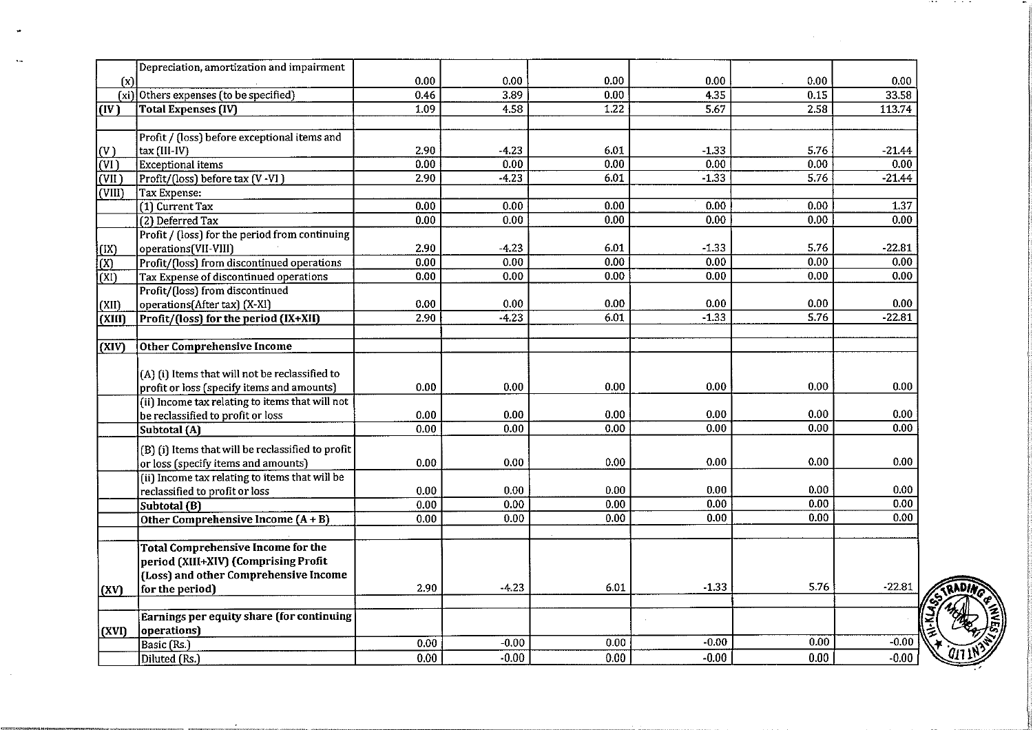| | | | | | | | |
|---|---|---|---|---|---|---|---|
| (x) | Depreciation, amortization and impairment | 0.00 | 0.00 | 0.00 | 0.00 | 0.00 | 0.00 |
| (xi) | Others expenses (to be specified) | 0.46 | 3.89 | 0.00 | 4.35 | 0.15 | 33.58 |
| **(IV)** | **Total Expenses (IV)** | 1.09 | 4.58 | 1.22 | 5.67 | 2.58 | 113.74 |
| | | | | | | | |
| (V) | Profit / (loss) before exceptional items and tax (III-IV) | 2.90 | -4.23 | 6.01 | -1.33 | 5.76 | -21.44 |
| (VI) | Exceptional items | 0.00 | 0.00 | 0.00 | 0.00 | 0.00 | 0.00 |
| (VII) | Profit/(loss) before tax (V -VI) | 2.90 | -4.23 | 6.01 | -1.33 | 5.76 | -21.44 |
| (VIII) | Tax Expense: | | | | | | |
| | (1) Current Tax | 0.00 | 0.00 | 0.00 | 0.00 | 0.00 | 1.37 |
| | (2) Deferred Tax | 0.00 | 0.00 | 0.00 | 0.00 | 0.00 | 0.00 |
| (IX) | Profit / (loss) for the period from continuing operations(VII-VIII) | 2.90 | -4.23 | 6.01 | -1.33 | 5.76 | -22.81 |
| (X) | Profit/(loss) from discontinued operations | 0.00 | 0.00 | 0.00 | 0.00 | 0.00 | 0.00 |
| (XI) | Tax Expense of discontinued operations | 0.00 | 0.00 | 0.00 | 0.00 | 0.00 | 0.00 |
| (XII) | Profit/(loss) from discontinued operations(After tax) (X-XI) | 0.00 | 0.00 | 0.00 | 0.00 | 0.00 | 0.00 |
| **(XIII)** | **Profit/(loss) for the period (IX+XII)** | 2.90 | -4.23 | 6.01 | -1.33 | 5.76 | -22.81 |
| | | | | | | | |
| **(XIV)** | **Other Comprehensive Income** | | | | | | |
| | (A) (i) Items that will not be reclassified to profit or loss (specify items and amounts) | 0.00 | 0.00 | 0.00 | 0.00 | 0.00 | 0.00 |
| | (ii) Income tax relating to items that will not be reclassified to profit or loss | 0.00 | 0.00 | 0.00 | 0.00 | 0.00 | 0.00 |
| | **Subtotal (A)** | 0.00 | 0.00 | 0.00 | 0.00 | 0.00 | 0.00 |
| | (B) (i) Items that will be reclassified to profit or loss (specify items and amounts) | 0.00 | 0.00 | 0.00 | 0.00 | 0.00 | 0.00 |
| | (ii) Income tax relating to items that will be reclassified to profit or loss | 0.00 | 0.00 | 0.00 | 0.00 | 0.00 | 0.00 |
| | **Subtotal (B)** | 0.00 | 0.00 | 0.00 | 0.00 | 0.00 | 0.00 |
| | **Other Comprehensive Income (A + B)** | 0.00 | 0.00 | 0.00 | 0.00 | 0.00 | 0.00 |
| | | | | | | | |
| (XV) | **Total Comprehensive Income for the period (XIII+XIV) (Comprising Profit (Loss) and other Comprehensive Income for the period)** | 2.90 | -4.23 | 6.01 | -1.33 | 5.76 | -22.81 |
| | | | | | | | |
| (XVI) | **Earnings per equity share (for continuing operations)** | | | | | | |
| | Basic (Rs.) | 0.00 | -0.00 | 0.00 | -0.00 | 0.00 | -0.00 |
| | Diluted (Rs.) | 0.00 | -0.00 | 0.00 | -0.00 | 0.00 | -0.00 |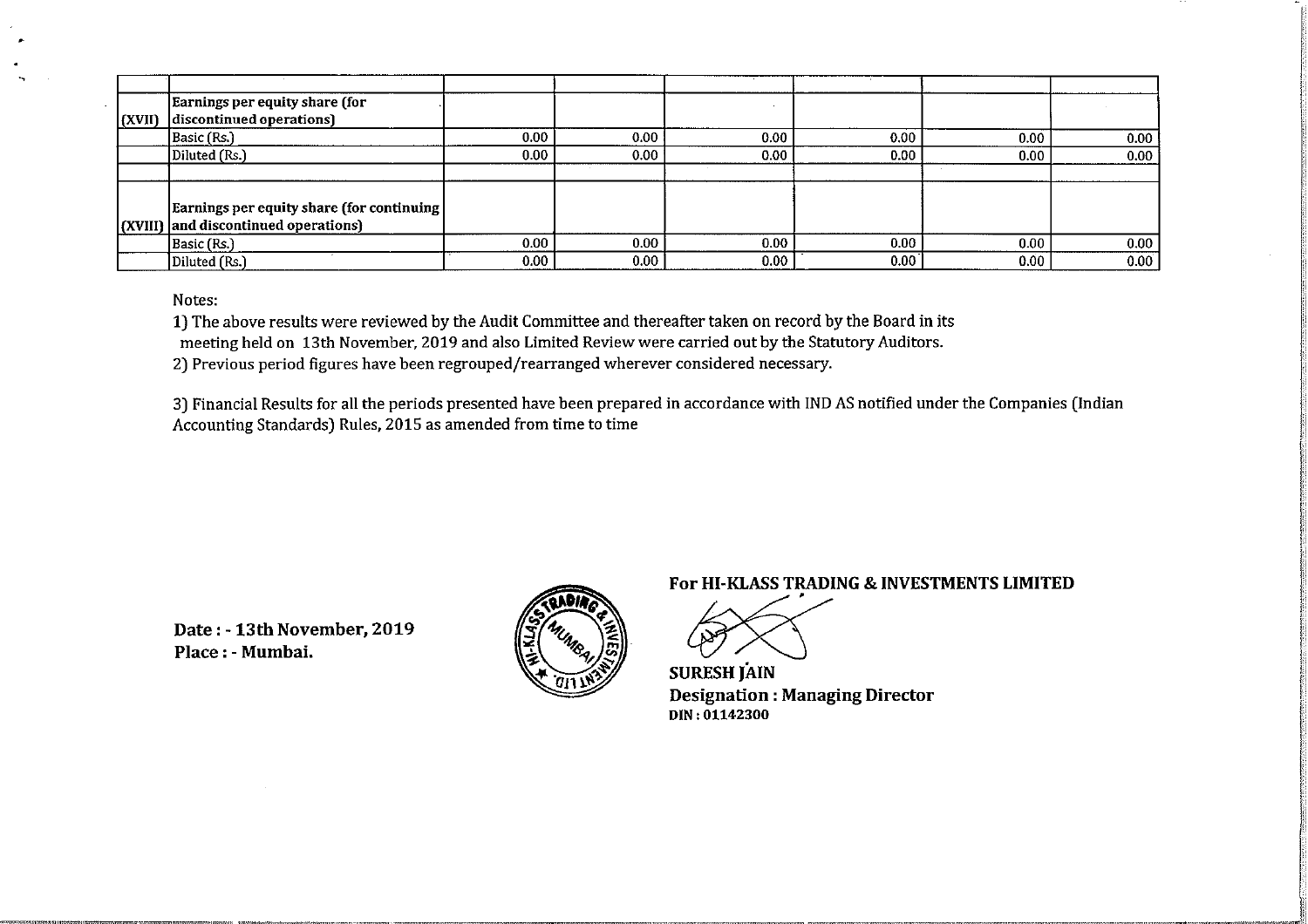| | | | | | | | |
|---|---|---|---|---|---|---|---|
| (XVII) | **Earnings per equity share (for discontinued operations)** | | | | | | |
| | Basic (Rs.) | 0.00 | 0.00 | 0.00 | 0.00 | 0.00 | 0.00 |
| | Diluted (Rs.) | 0.00 | 0.00 | 0.00 | 0.00 | 0.00 | 0.00 |
| | | | | | | | |
| (XVIII) | **Earnings per equity share (for continuing and discontinued operations)** | | | | | | |
| | Basic (Rs.) | 0.00 | 0.00 | 0.00 | 0.00 | 0.00 | 0.00 |
| | Diluted (Rs.) | 0.00 | 0.00 | 0.00 | 0.00 | 0.00 | 0.00 |

Notes:

1) The above results were reviewed by the Audit Committee and thereafter taken on record by the Board in its meeting held on 13th November, 2019 and also Limited Review were carried out by the Statutory Auditors.

2) Previous period figures have been regrouped/rearranged wherever considered necessary.

3) Financial Results for all the periods presented have been prepared in accordance with IND AS notified under the Companies (Indian Accounting Standards) Rules, 2015 as amended from time to time

**For HI-KLASS TRADING & INVESTMENTS LIMITED**

**SURESH JAIN**
**Designation : Managing Director**
**DIN : 01142300**

**Date : - 13th November, 2019**
**Place : - Mumbai.**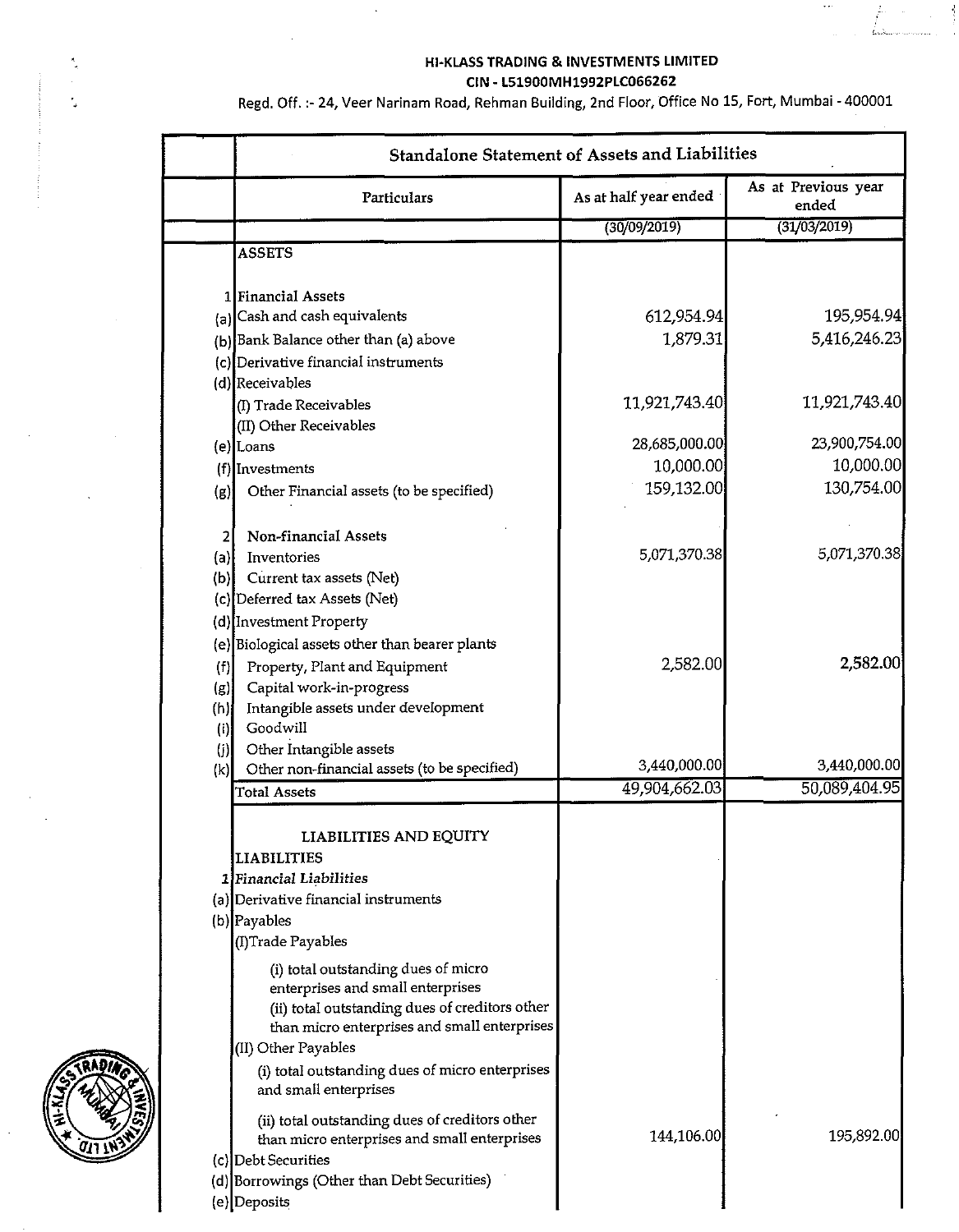**HI-KLASS TRADING & INVESTMENTS LIMITED**

**CIN - L51900MH1992PLC066262**

Regd. Off. :- 24, Veer Narinam Road, Rehman Building, 2nd Floor, Office No 15, Fort, Mumbai - 400001

| | Standalone Statement of Assets and Liabilities | | |
|---|---|---|---|
| | Particulars | As at half year ended | As at Previous year ended |
| | | (30/09/2019) | (31/03/2019) |
| | **ASSETS** | | |
| 1 | Financial Assets | | |
| (a) | Cash and cash equivalents | 612,954.94 | 195,954.94 |
| (b) | Bank Balance other than (a) above | 1,879.31 | 5,416,246.23 |
| (c) | Derivative financial instruments | | |
| (d) | Receivables | | |
| | (I) Trade Receivables | 11,921,743.40 | 11,921,743.40 |
| | (II) Other Receivables | | |
| (e) | Loans | 28,685,000.00 | 23,900,754.00 |
| (f) | Investments | 10,000.00 | 10,000.00 |
| (g) | Other Financial assets (to be specified) | 159,132.00 | 130,754.00 |
| 2 | Non-financial Assets | | |
| (a) | Inventories | 5,071,370.38 | 5,071,370.38 |
| (b) | Current tax assets (Net) | | |
| (c) | Deferred tax Assets (Net) | | |
| (d) | Investment Property | | |
| (e) | Biological assets other than bearer plants | | |
| (f) | Property, Plant and Equipment | 2,582.00 | **2,582.00** |
| (g) | Capital work-in-progress | | |
| (h) | Intangible assets under development | | |
| (i) | Goodwill | | |
| (j) | Other Intangible assets | | |
| (k) | Other non-financial assets (to be specified) | 3,440,000.00 | 3,440,000.00 |
| | Total Assets | 49,904,662.03 | 50,089,404.95 |
| | LIABILITIES AND EQUITY | | |
| | LIABILITIES | | |
| 1 | *Financial Liabilities* | | |
| (a) | Derivative financial instruments | | |
| (b) | Payables | | |
| | (I)Trade Payables | | |
| | (i) total outstanding dues of micro enterprises and small enterprises | | |
| | (ii) total outstanding dues of creditors other than micro enterprises and small enterprises | | |
| | (II) Other Payables | | |
| | (i) total outstanding dues of micro enterprises and small enterprises | | |
| | (ii) total outstanding dues of creditors other than micro enterprises and small enterprises | 144,106.00 | 195,892.00 |
| (c) | Debt Securities | | |
| (d) | Borrowings (Other than Debt Securities) | | |
| (e) | Deposits | | |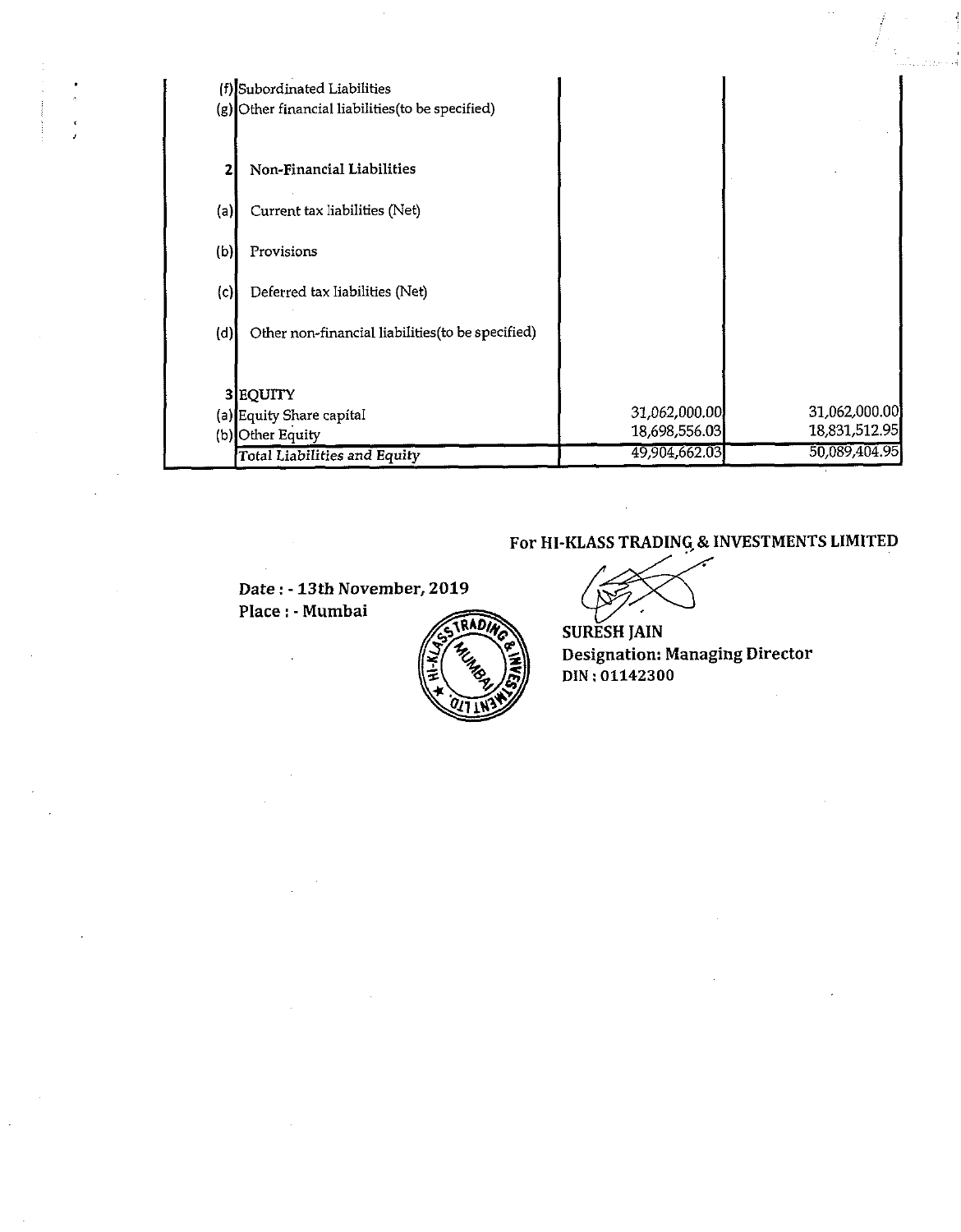| | | | |
|---|---|---|---|
| (f) | Subordinated Liabilities | | |
| (g) | Other financial liabilities(to be specified) | | |
| **2** | **Non-Financial Liabilities** | | |
| (a) | Current tax liabilities (Net) | | |
| (b) | Provisions | | |
| (c) | Deferred tax liabilities (Net) | | |
| (d) | Other non-financial liabilities(to be specified) | | |
| 3 | EQUITY | | |
| (a) | Equity Share capital | 31,062,000.00 | 31,062,000.00 |
| (b) | Other Equity | 18,698,556.03 | 18,831,512.95 |
| | *Total Liabilities and Equity* | 49,904,662.03 | 50,089,404.95 |

**For HI-KLASS TRADING & INVESTMENTS LIMITED**

**Date : - 13th November, 2019**
**Place : - Mumbai**

**SURESH JAIN**
**Designation: Managing Director**
**DIN : 01142300**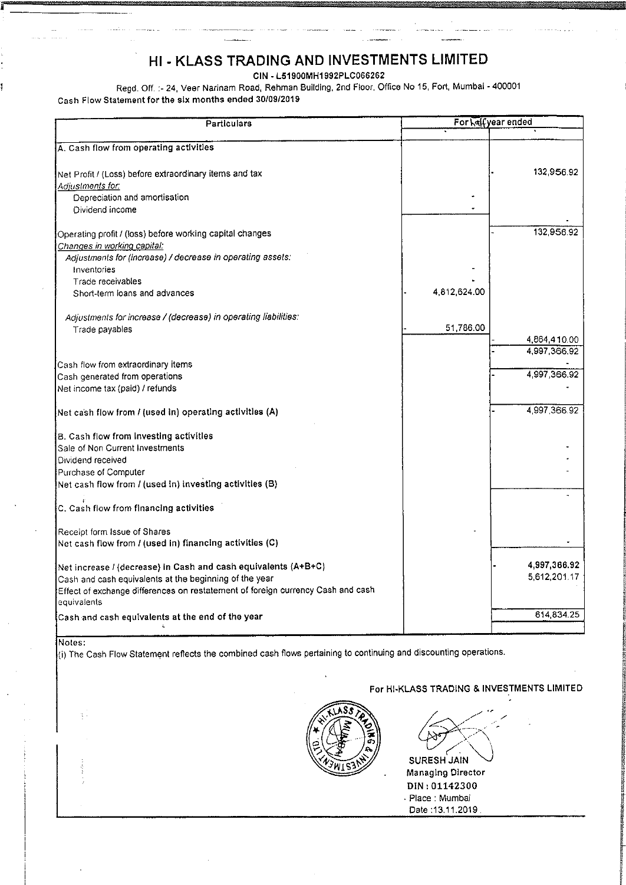# HI - KLASS TRADING AND INVESTMENTS LIMITED

CIN - L51900MH1992PLC066262

Regd. Off. :- 24, Veer Narinam Road, Rehman Building, 2nd Floor, Office No 15, Fort, Mumbai - 400001

Cash Flow Statement for the six months ended 30/09/2019

| Particulars | For half year ended | |
|---|---|---|
| **A. Cash flow from operating activities** | | |
| Net Profit / (Loss) before extraordinary items and tax | | - 132,956.92 |
| *Adjustments for:* | | |
| Depreciation and amortisation | - | |
| Dividend income | - | |
| | | - |
| Operating profit / (loss) before working capital changes | | - 132,956.92 |
| *Changes in working capital:* | | |
| *Adjustments for (increase) / decrease in operating assets:* | | |
| Inventories | - | |
| Trade receivables | - | |
| Short-term loans and advances | - 4,812,624.00 | |
| *Adjustments for increase / (decrease) in operating liabilities:* | | |
| Trade payables | - 51,786.00 | |
| | | - 4,864,410.00 |
| | | - 4,997,366.92 |
| Cash flow from extraordinary items | | - |
| Cash generated from operations | | - 4,997,366.92 |
| Net income tax (paid) / refunds | | - |
| **Net cash flow from / (used in) operating activities (A)** | | - 4,997,366.92 |
| **B. Cash flow from investing activities** | | |
| Sale of Non Current Investments | | - |
| Dividend received | | - |
| Purchase of Computer | | - |
| **Net cash flow from / (used in) investing activities (B)** | | |
| | | - |
| **C. Cash flow from financing activities** | | |
| Receipt form Issue of Shares | - | |
| **Net cash flow from / (used in) financing activities (C)** | | - |
| **Net increase / (decrease) in Cash and cash equivalents (A+B+C)** | | - **4,997,366.92** |
| Cash and cash equivalents at the beginning of the year | | 5,612,201.17 |
| Effect of exchange differences on restatement of foreign currency Cash and cash equivalents | | |
| **Cash and cash equivalents at the end of the year** | | 614,834.25 |

Notes:

(i) The Cash Flow Statement reflects the combined cash flows pertaining to continuing and discounting operations.

For HI-KLASS TRADING & INVESTMENTS LIMITED

SURESH JAIN
Managing Director
DIN : 01142300
Place : Mumbai
Date :13.11.2019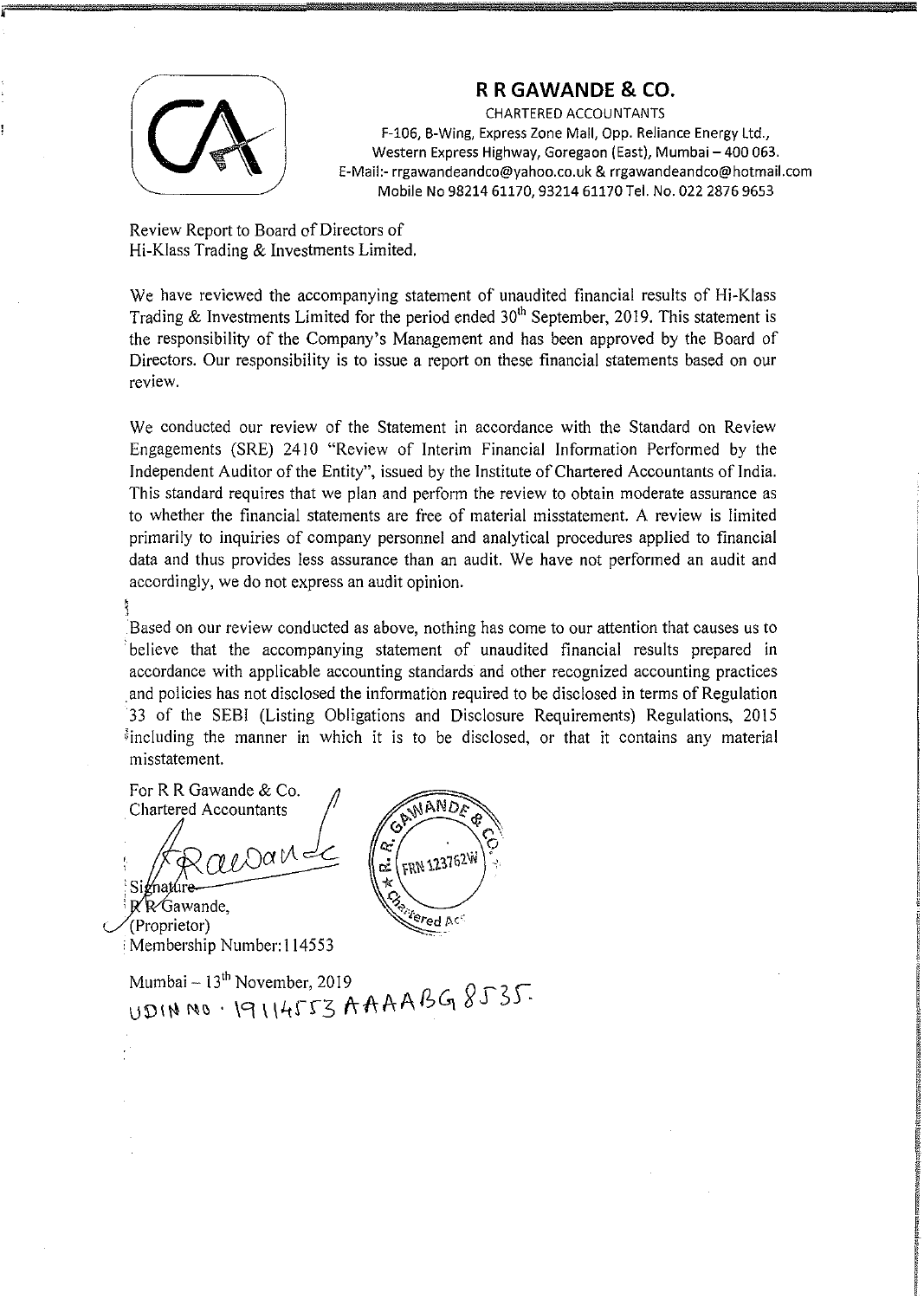# R R GAWANDE & CO.

CHARTERED ACCOUNTANTS
F-106, B-Wing, Express Zone Mall, Opp. Reliance Energy Ltd.,
Western Express Highway, Goregaon (East), Mumbai – 400 063.
E-Mail:- rrgawandeandco@yahoo.co.uk & rrgawandeandco@hotmail.com
Mobile No 98214 61170, 93214 61170 Tel. No. 022 2876 9653

Review Report to Board of Directors of
Hi-Klass Trading & Investments Limited.

We have reviewed the accompanying statement of unaudited financial results of Hi-Klass Trading & Investments Limited for the period ended 30th September, 2019. This statement is the responsibility of the Company's Management and has been approved by the Board of Directors. Our responsibility is to issue a report on these financial statements based on our review.

We conducted our review of the Statement in accordance with the Standard on Review Engagements (SRE) 2410 "Review of Interim Financial Information Performed by the Independent Auditor of the Entity", issued by the Institute of Chartered Accountants of India. This standard requires that we plan and perform the review to obtain moderate assurance as to whether the financial statements are free of material misstatement. A review is limited primarily to inquiries of company personnel and analytical procedures applied to financial data and thus provides less assurance than an audit. We have not performed an audit and accordingly, we do not express an audit opinion.

Based on our review conducted as above, nothing has come to our attention that causes us to believe that the accompanying statement of unaudited financial results prepared in accordance with applicable accounting standards and other recognized accounting practices and policies has not disclosed the information required to be disclosed in terms of Regulation 33 of the SEBI (Listing Obligations and Disclosure Requirements) Regulations, 2015 including the manner in which it is to be disclosed, or that it contains any material misstatement.

For R R Gawande & Co.
Chartered Accountants

Signature
R R Gawande,
(Proprietor)
Membership Number: 114553

R. R. GAWANDE & CO. FRN 123762W Chartered Acc

Mumbai – 13th November, 2019
UDIN NO. 19114553AAAABG8535.